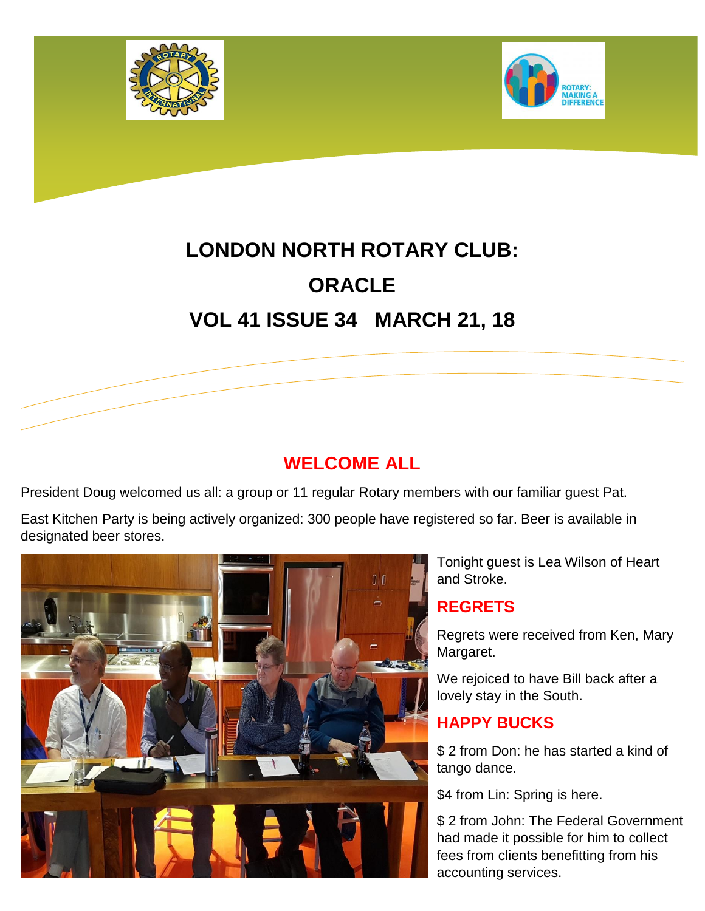# LONDON NORTH ROTARY CLUB:

# ORACLE

# VOL 41 ISSUE 34 MARCH 21, 18

## WELCOME ALL

President Doug welcomed us all: a group or 11 regular Rotary members with our familiar guest Pat.

East Kitchen Party is being actively organized: 300 people have registered so far. Beer is available in designated beer stores.

Tonight guest is Lea Wilson of Heart and Stroke.

## REGRETS

Regrets were received from Ken, Mary Margaret.

We rejoiced to have Bill back after a lovely stay in the South.

## HAPPY BUCKS

$ 2 from Don: he has started a kind of tango dance.

$4 from Lin: Spring is here.

$ 2 from John: The Federal Government had made it possible for him to collect fees from clients benefitting from his accounting services.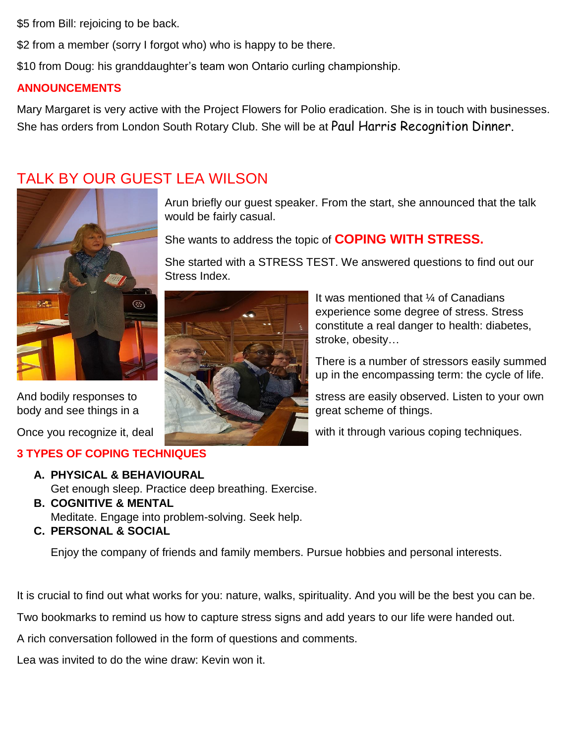$5 from Bill: rejoicing to be back.

$2 from a member (sorry I forgot who) who is happy to be there.

$10 from Doug: his granddaughter's team won Ontario curling championship.

**ANNOUNCEMENTS**

Mary Margaret is very active with the Project Flowers for Polio eradication. She is in touch with businesses. She has orders from London South Rotary Club. She will be at Paul Harris Recognition Dinner.

## TALK BY OUR GUEST LEA WILSON

Arun briefly our guest speaker. From the start, she announced that the talk would be fairly casual.

She wants to address the topic of **COPING WITH STRESS.**

She started with a STRESS TEST. We answered questions to find out our Stress Index.

It was mentioned that ¼ of Canadians experience some degree of stress. Stress constitute a real danger to health: diabetes, stroke, obesity…

There is a number of stressors easily summed up in the encompassing term: the cycle of life.

And bodily responses to stress are easily observed. Listen to your own body and see things in a great scheme of things.

Once you recognize it, deal with it through various coping techniques.

**3 TYPES OF COPING TECHNIQUES**

A. **PHYSICAL & BEHAVIOURAL**
   Get enough sleep. Practice deep breathing. Exercise.
B. **COGNITIVE & MENTAL**
   Meditate. Engage into problem-solving. Seek help.
C. **PERSONAL & SOCIAL**
   Enjoy the company of friends and family members. Pursue hobbies and personal interests.

It is crucial to find out what works for you: nature, walks, spirituality. And you will be the best you can be.

Two bookmarks to remind us how to capture stress signs and add years to our life were handed out.

A rich conversation followed in the form of questions and comments.

Lea was invited to do the wine draw: Kevin won it.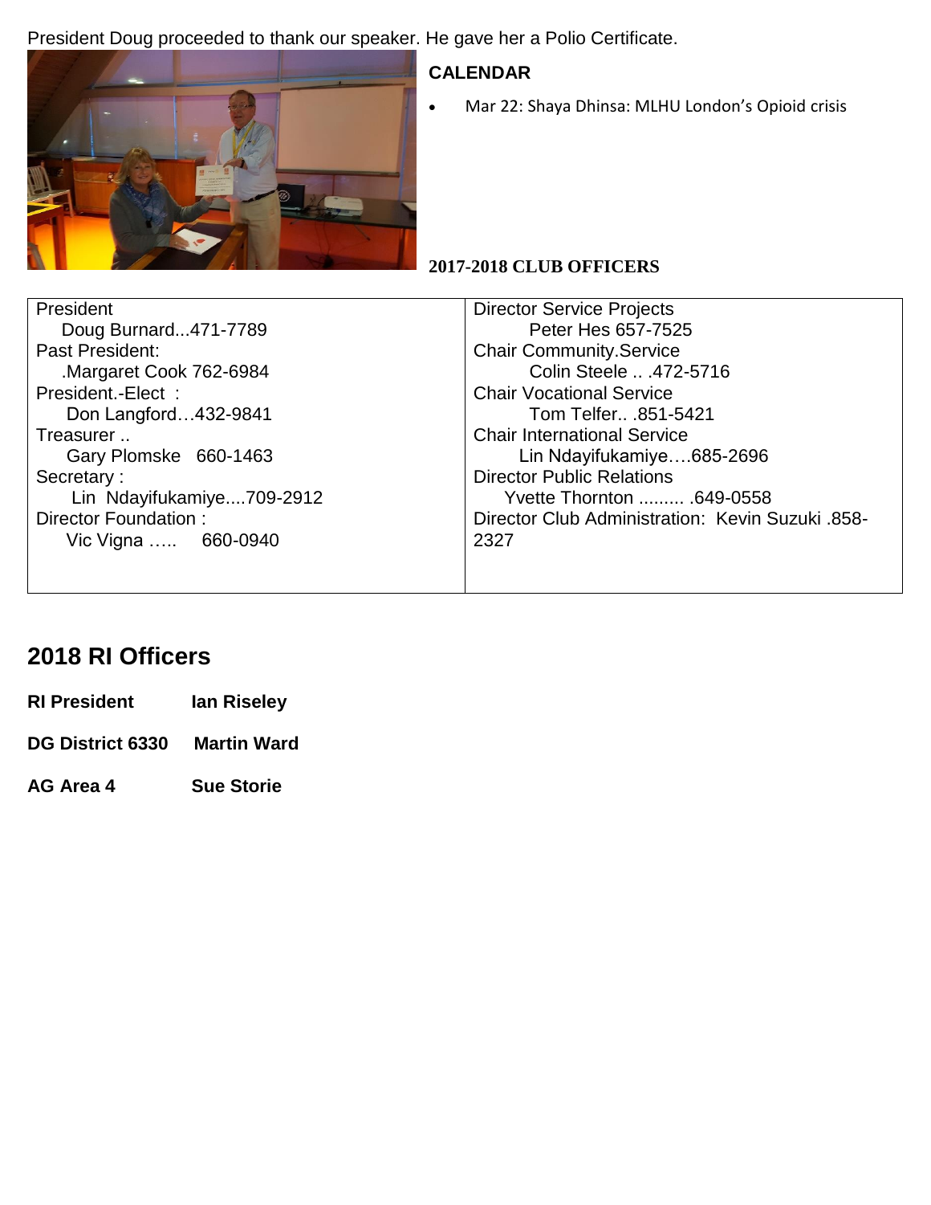President Doug proceeded to thank our speaker. He gave her a Polio Certificate.

**CALENDAR**

- Mar 22: Shaya Dhinsa: MLHU London's Opioid crisis

**2017-2018 CLUB OFFICERS**

| | |
|---|---|
| President<br>Doug Burnard...471-7789<br>Past President:<br>.Margaret Cook 762-6984<br>President.-Elect :<br>Don Langford…432-9841<br>Treasurer ..<br>Gary Plomske 660-1463<br>Secretary :<br>Lin Ndayifukamiye....709-2912<br>Director Foundation :<br>Vic Vigna ….. 660-0940 | Director Service Projects<br>Peter Hes 657-7525<br>Chair Community.Service<br>Colin Steele .. .472-5716<br>Chair Vocational Service<br>Tom Telfer.. .851-5421<br>Chair International Service<br>Lin Ndayifukamiye….685-2696<br>Director Public Relations<br>Yvette Thornton ......... .649-0558<br>Director Club Administration: Kevin Suzuki .858-2327 |

## 2018 RI Officers

**RI President** **Ian Riseley**

**DG District 6330** **Martin Ward**

**AG Area 4** **Sue Storie**